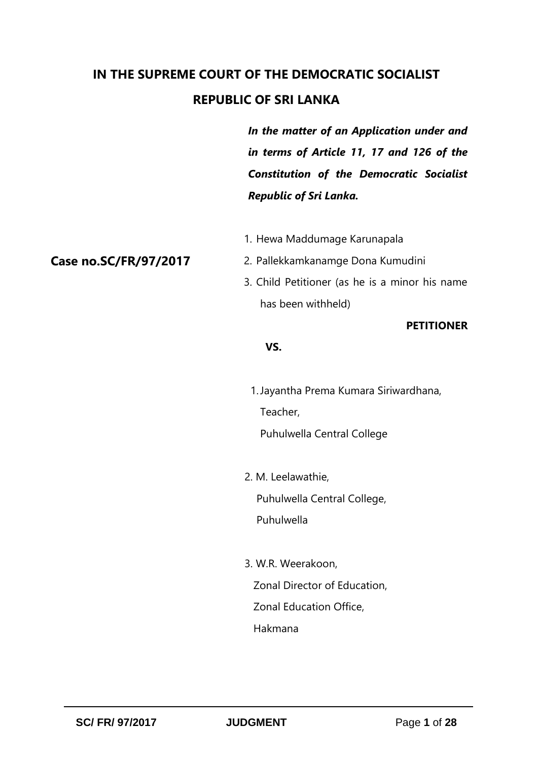# IN THE SUPREME COURT OF THE DEMOCRATIC SOCIALIST REPUBLIC OF SRI LANKA

***In the matter of an Application under and in terms of Article 11, 17 and 126 of the Constitution of the Democratic Socialist Republic of Sri Lanka.***

**Case no.SC/FR/97/2017**

1. Hewa Maddumage Karunapala
2. Pallekkamkanamge Dona Kumudini
3. Child Petitioner (as he is a minor his name has been withheld)

**PETITIONER**

**VS.**

1. Jayantha Prema Kumara Siriwardhana,
   Teacher,
   Puhulwella Central College

2. M. Leelawathie,
   Puhulwella Central College,
   Puhulwella

3. W.R. Weerakoon,
   Zonal Director of Education,
   Zonal Education Office,
   Hakmana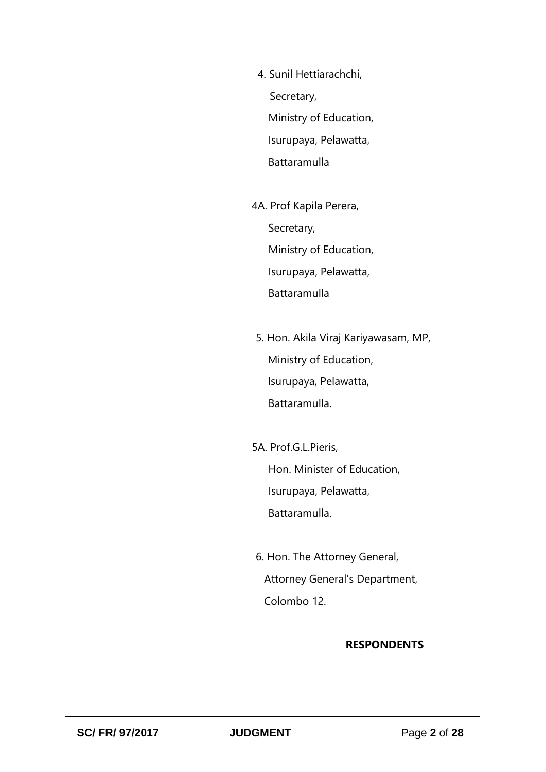4. Sunil Hettiarachchi,
   Secretary,
   Ministry of Education,
   Isurupaya, Pelawatta,
   Battaramulla

4A. Prof Kapila Perera,
   Secretary,
   Ministry of Education,
   Isurupaya, Pelawatta,
   Battaramulla

5. Hon. Akila Viraj Kariyawasam, MP,
   Ministry of Education,
   Isurupaya, Pelawatta,
   Battaramulla.

5A. Prof.G.L.Pieris,
   Hon. Minister of Education,
   Isurupaya, Pelawatta,
   Battaramulla.

6. Hon. The Attorney General,
   Attorney General's Department,
   Colombo 12.

**RESPONDENTS**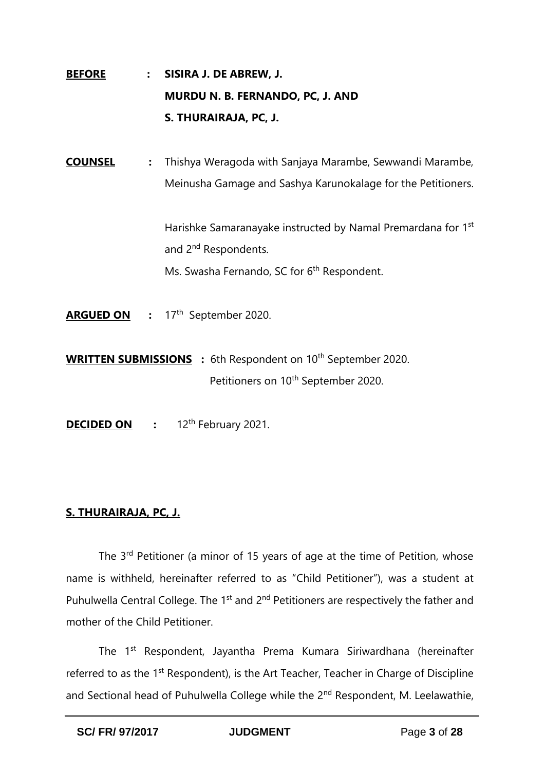**BEFORE** : **SISIRA J. DE ABREW, J.**
**MURDU N. B. FERNANDO, PC, J. AND**
**S. THURAIRAJA, PC, J.**

**COUNSEL** : Thishya Weragoda with Sanjaya Marambe, Sewwandi Marambe, Meinusha Gamage and Sashya Karunokalage for the Petitioners.

Harishke Samaranayake instructed by Namal Premardana for 1st and 2nd Respondents.

Ms. Swasha Fernando, SC for 6th Respondent.

**ARGUED ON** : 17th September 2020.

**WRITTEN SUBMISSIONS** : 6th Respondent on 10th September 2020.
Petitioners on 10th September 2020.

**DECIDED ON** : 12th February 2021.

**S. THURAIRAJA, PC, J.**

The 3rd Petitioner (a minor of 15 years of age at the time of Petition, whose name is withheld, hereinafter referred to as "Child Petitioner"), was a student at Puhulwella Central College. The 1st and 2nd Petitioners are respectively the father and mother of the Child Petitioner.

The 1st Respondent, Jayantha Prema Kumara Siriwardhana (hereinafter referred to as the 1st Respondent), is the Art Teacher, Teacher in Charge of Discipline and Sectional head of Puhulwella College while the 2nd Respondent, M. Leelawathie,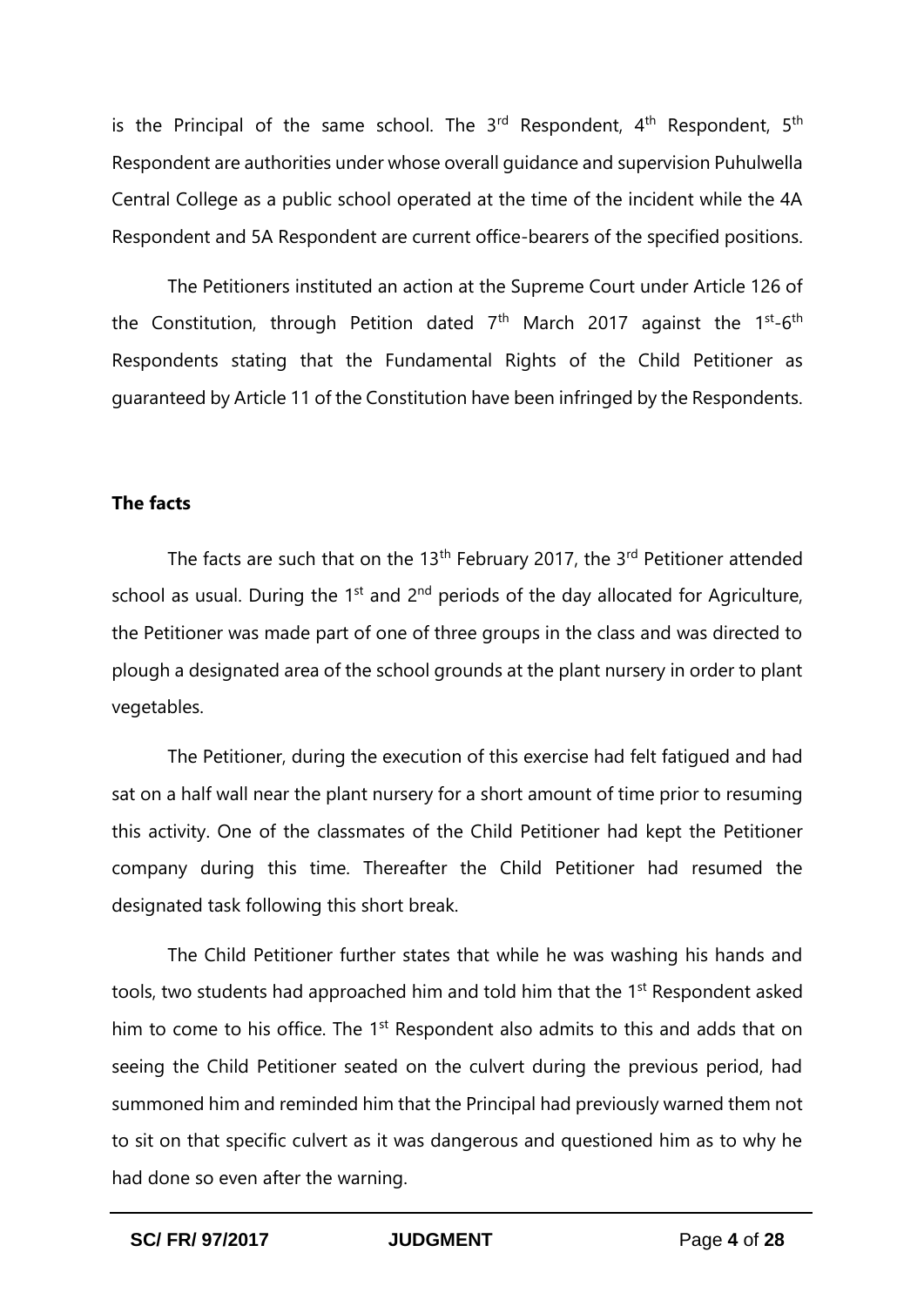is the Principal of the same school. The 3rd Respondent, 4th Respondent, 5th Respondent are authorities under whose overall guidance and supervision Puhulwella Central College as a public school operated at the time of the incident while the 4A Respondent and 5A Respondent are current office-bearers of the specified positions.

The Petitioners instituted an action at the Supreme Court under Article 126 of the Constitution, through Petition dated 7th March 2017 against the 1st-6th Respondents stating that the Fundamental Rights of the Child Petitioner as guaranteed by Article 11 of the Constitution have been infringed by the Respondents.

**The facts**

The facts are such that on the 13th February 2017, the 3rd Petitioner attended school as usual. During the 1st and 2nd periods of the day allocated for Agriculture, the Petitioner was made part of one of three groups in the class and was directed to plough a designated area of the school grounds at the plant nursery in order to plant vegetables.

The Petitioner, during the execution of this exercise had felt fatigued and had sat on a half wall near the plant nursery for a short amount of time prior to resuming this activity. One of the classmates of the Child Petitioner had kept the Petitioner company during this time. Thereafter the Child Petitioner had resumed the designated task following this short break.

The Child Petitioner further states that while he was washing his hands and tools, two students had approached him and told him that the 1st Respondent asked him to come to his office. The 1st Respondent also admits to this and adds that on seeing the Child Petitioner seated on the culvert during the previous period, had summoned him and reminded him that the Principal had previously warned them not to sit on that specific culvert as it was dangerous and questioned him as to why he had done so even after the warning.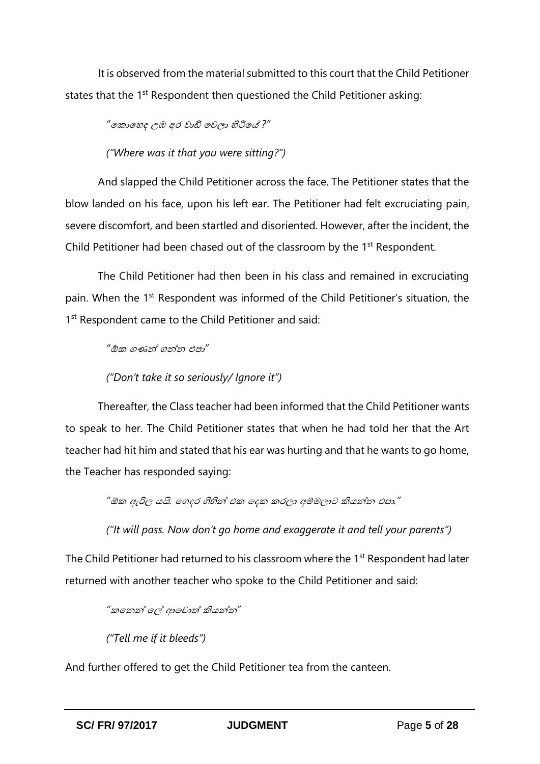It is observed from the material submitted to this court that the Child Petitioner states that the 1st Respondent then questioned the Child Petitioner asking:

> *"කොහෙද උඹ අර වාඩි වෙලා හිටියේ?"*
>
> *("Where was it that you were sitting?")*

And slapped the Child Petitioner across the face. The Petitioner states that the blow landed on his face, upon his left ear. The Petitioner had felt excruciating pain, severe discomfort, and been startled and disoriented. However, after the incident, the Child Petitioner had been chased out of the classroom by the 1st Respondent.

The Child Petitioner had then been in his class and remained in excruciating pain. When the 1st Respondent was informed of the Child Petitioner's situation, the 1st Respondent came to the Child Petitioner and said:

> *"ඕක ගණන් ගන්න එපා"*
>
> *("Don't take it so seriously/ Ignore it")*

Thereafter, the Class teacher had been informed that the Child Petitioner wants to speak to her. The Child Petitioner states that when he had told her that the Art teacher had hit him and stated that his ear was hurting and that he wants to go home, the Teacher has responded saying:

> *"ඕක ඇරිල යයි. ගෙදර ගිහින් එක දෙක කරලා අම්මලාට කියන්න එපා."*
>
> *("It will pass. Now don't go home and exaggerate it and tell your parents")*

The Child Petitioner had returned to his classroom where the 1st Respondent had later returned with another teacher who spoke to the Child Petitioner and said:

> *"කනෙන් ලේ ආවොත් කියන්න"*
>
> *("Tell me if it bleeds")*

And further offered to get the Child Petitioner tea from the canteen.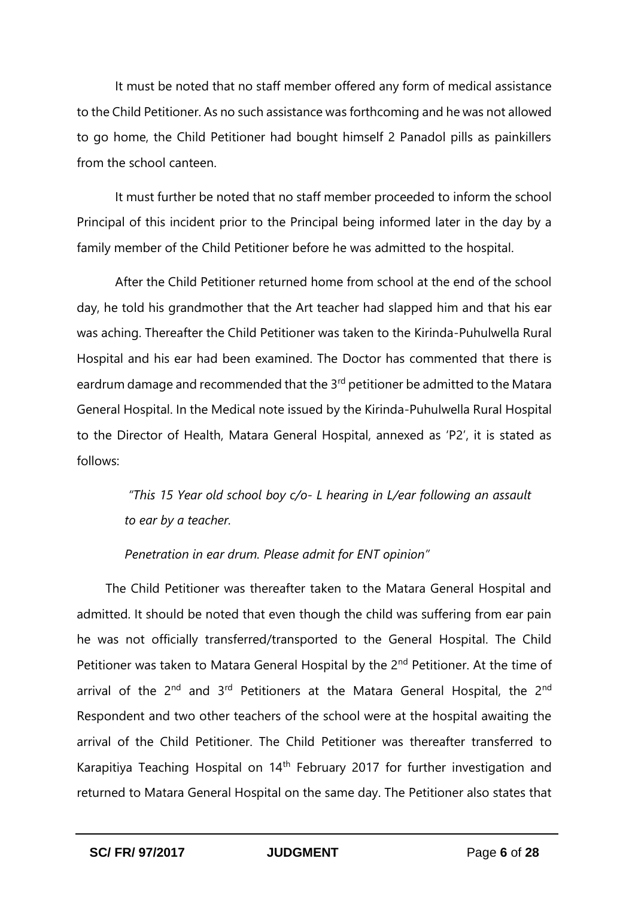It must be noted that no staff member offered any form of medical assistance to the Child Petitioner. As no such assistance was forthcoming and he was not allowed to go home, the Child Petitioner had bought himself 2 Panadol pills as painkillers from the school canteen.

It must further be noted that no staff member proceeded to inform the school Principal of this incident prior to the Principal being informed later in the day by a family member of the Child Petitioner before he was admitted to the hospital.

After the Child Petitioner returned home from school at the end of the school day, he told his grandmother that the Art teacher had slapped him and that his ear was aching. Thereafter the Child Petitioner was taken to the Kirinda-Puhulwella Rural Hospital and his ear had been examined. The Doctor has commented that there is eardrum damage and recommended that the 3rd petitioner be admitted to the Matara General Hospital. In the Medical note issued by the Kirinda-Puhulwella Rural Hospital to the Director of Health, Matara General Hospital, annexed as 'P2', it is stated as follows:

> *"This 15 Year old school boy c/o- L hearing in L/ear following an assault to ear by a teacher.*
>
> *Penetration in ear drum. Please admit for ENT opinion"*

The Child Petitioner was thereafter taken to the Matara General Hospital and admitted. It should be noted that even though the child was suffering from ear pain he was not officially transferred/transported to the General Hospital. The Child Petitioner was taken to Matara General Hospital by the 2nd Petitioner. At the time of arrival of the 2nd and 3rd Petitioners at the Matara General Hospital, the 2nd Respondent and two other teachers of the school were at the hospital awaiting the arrival of the Child Petitioner. The Child Petitioner was thereafter transferred to Karapitiya Teaching Hospital on 14th February 2017 for further investigation and returned to Matara General Hospital on the same day. The Petitioner also states that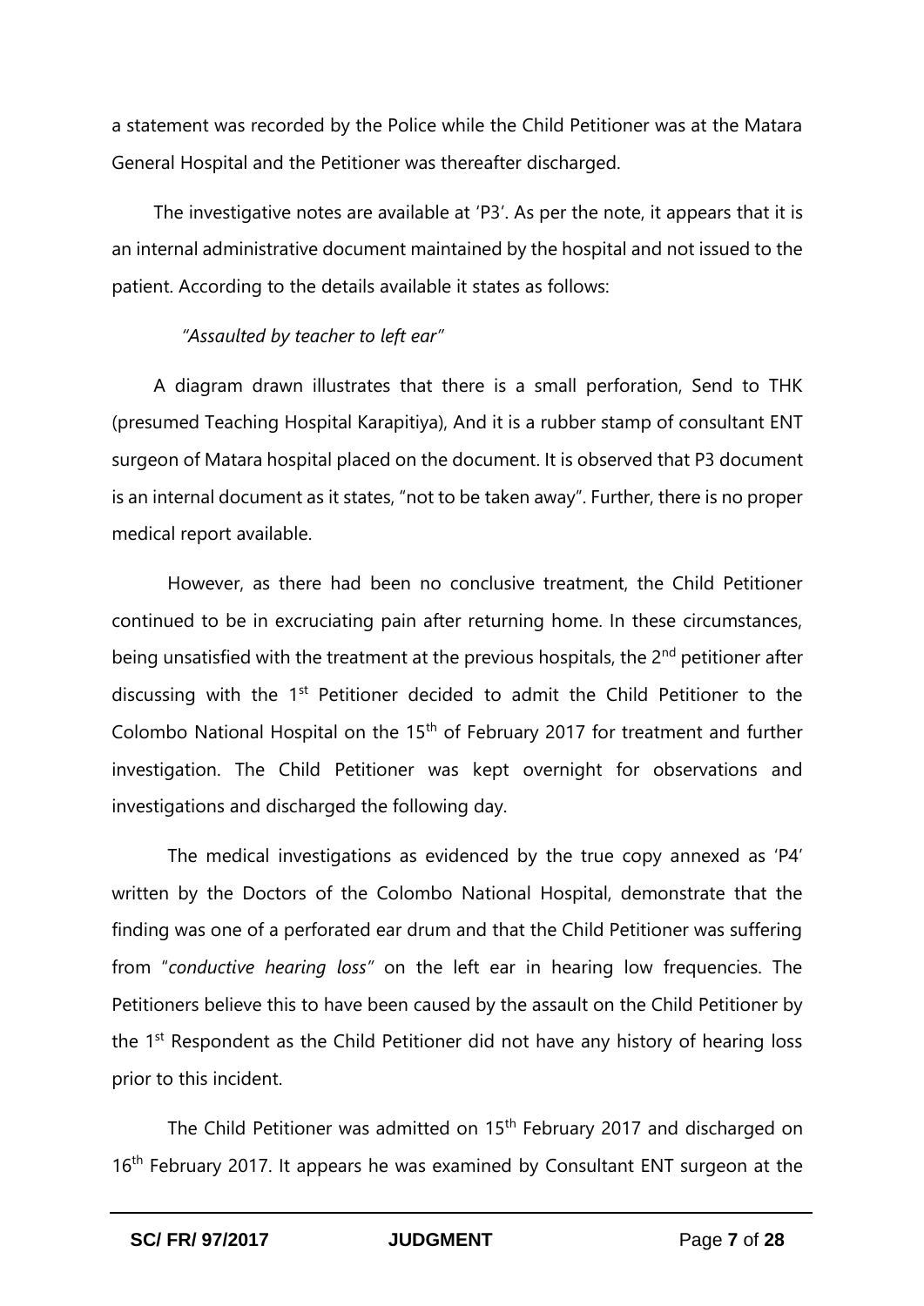a statement was recorded by the Police while the Child Petitioner was at the Matara General Hospital and the Petitioner was thereafter discharged.

The investigative notes are available at 'P3'. As per the note, it appears that it is an internal administrative document maintained by the hospital and not issued to the patient. According to the details available it states as follows:

*"Assaulted by teacher to left ear"*

A diagram drawn illustrates that there is a small perforation, Send to THK (presumed Teaching Hospital Karapitiya), And it is a rubber stamp of consultant ENT surgeon of Matara hospital placed on the document. It is observed that P3 document is an internal document as it states, "not to be taken away". Further, there is no proper medical report available.

However, as there had been no conclusive treatment, the Child Petitioner continued to be in excruciating pain after returning home. In these circumstances, being unsatisfied with the treatment at the previous hospitals, the 2nd petitioner after discussing with the 1st Petitioner decided to admit the Child Petitioner to the Colombo National Hospital on the 15th of February 2017 for treatment and further investigation. The Child Petitioner was kept overnight for observations and investigations and discharged the following day.

The medical investigations as evidenced by the true copy annexed as 'P4' written by the Doctors of the Colombo National Hospital, demonstrate that the finding was one of a perforated ear drum and that the Child Petitioner was suffering from "*conductive hearing loss"* on the left ear in hearing low frequencies. The Petitioners believe this to have been caused by the assault on the Child Petitioner by the 1st Respondent as the Child Petitioner did not have any history of hearing loss prior to this incident.

The Child Petitioner was admitted on 15th February 2017 and discharged on 16th February 2017. It appears he was examined by Consultant ENT surgeon at the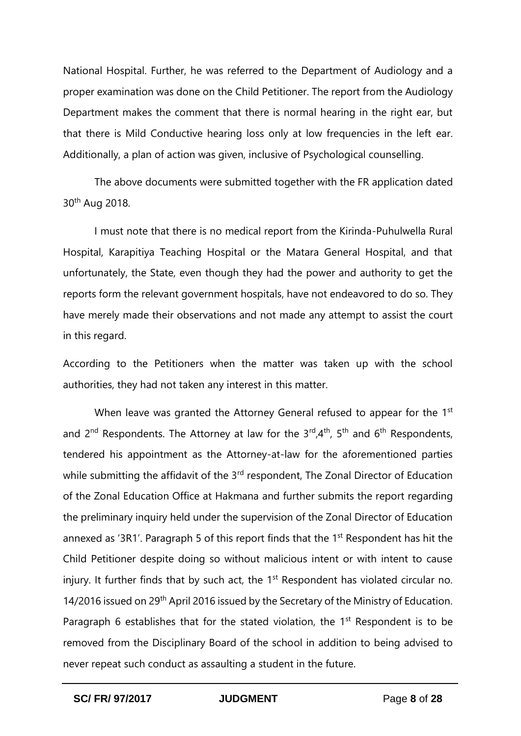National Hospital. Further, he was referred to the Department of Audiology and a proper examination was done on the Child Petitioner. The report from the Audiology Department makes the comment that there is normal hearing in the right ear, but that there is Mild Conductive hearing loss only at low frequencies in the left ear. Additionally, a plan of action was given, inclusive of Psychological counselling.

The above documents were submitted together with the FR application dated 30th Aug 2018.

I must note that there is no medical report from the Kirinda-Puhulwella Rural Hospital, Karapitiya Teaching Hospital or the Matara General Hospital, and that unfortunately, the State, even though they had the power and authority to get the reports form the relevant government hospitals, have not endeavored to do so. They have merely made their observations and not made any attempt to assist the court in this regard.

According to the Petitioners when the matter was taken up with the school authorities, they had not taken any interest in this matter.

When leave was granted the Attorney General refused to appear for the 1st and 2nd Respondents. The Attorney at law for the 3rd,4th, 5th and 6th Respondents, tendered his appointment as the Attorney-at-law for the aforementioned parties while submitting the affidavit of the 3rd respondent, The Zonal Director of Education of the Zonal Education Office at Hakmana and further submits the report regarding the preliminary inquiry held under the supervision of the Zonal Director of Education annexed as '3R1'. Paragraph 5 of this report finds that the 1st Respondent has hit the Child Petitioner despite doing so without malicious intent or with intent to cause injury. It further finds that by such act, the 1st Respondent has violated circular no. 14/2016 issued on 29th April 2016 issued by the Secretary of the Ministry of Education. Paragraph 6 establishes that for the stated violation, the 1st Respondent is to be removed from the Disciplinary Board of the school in addition to being advised to never repeat such conduct as assaulting a student in the future.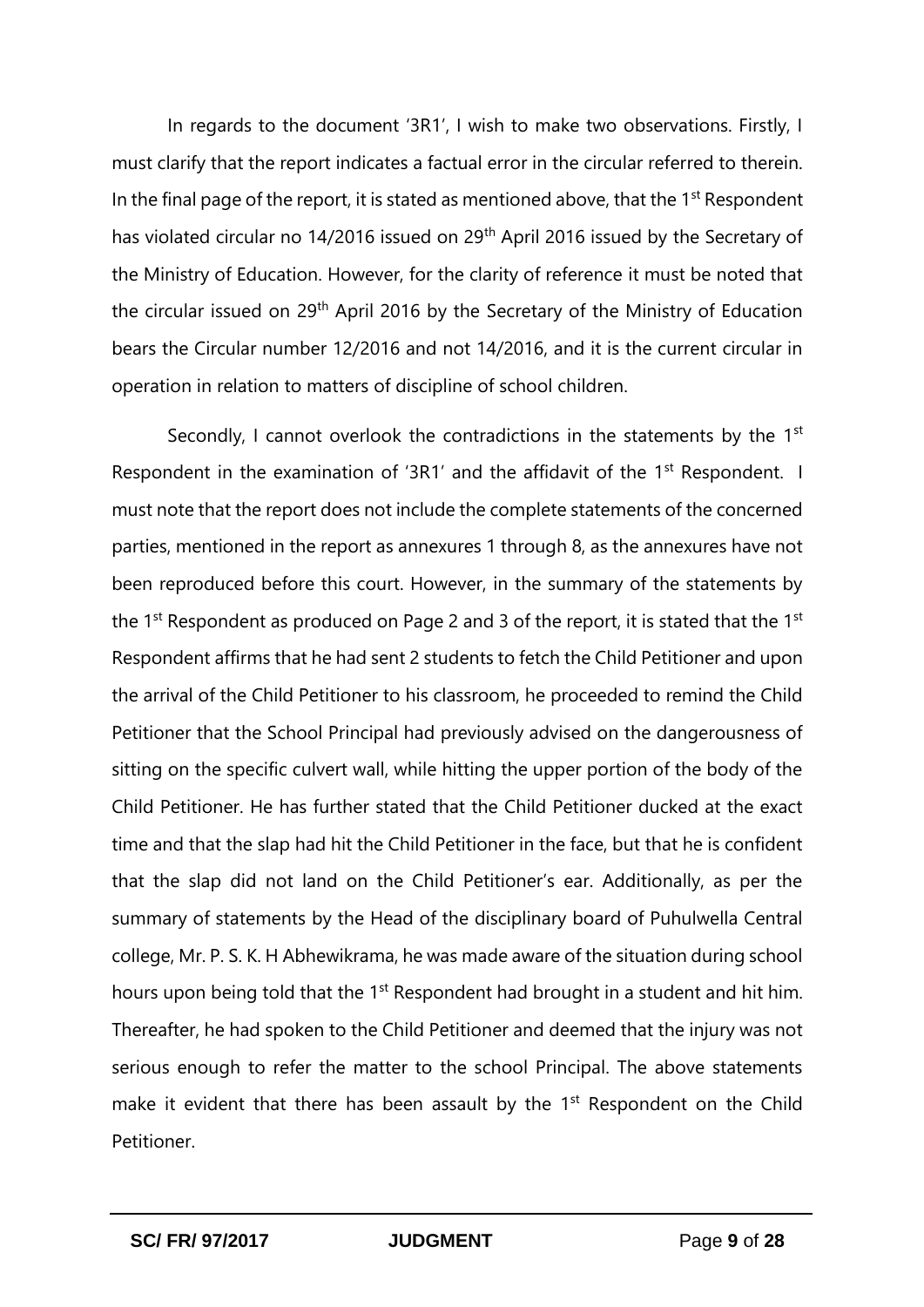In regards to the document '3R1', I wish to make two observations. Firstly, I must clarify that the report indicates a factual error in the circular referred to therein. In the final page of the report, it is stated as mentioned above, that the 1st Respondent has violated circular no 14/2016 issued on 29th April 2016 issued by the Secretary of the Ministry of Education. However, for the clarity of reference it must be noted that the circular issued on 29th April 2016 by the Secretary of the Ministry of Education bears the Circular number 12/2016 and not 14/2016, and it is the current circular in operation in relation to matters of discipline of school children.

Secondly, I cannot overlook the contradictions in the statements by the 1st Respondent in the examination of '3R1' and the affidavit of the 1st Respondent. I must note that the report does not include the complete statements of the concerned parties, mentioned in the report as annexures 1 through 8, as the annexures have not been reproduced before this court. However, in the summary of the statements by the 1st Respondent as produced on Page 2 and 3 of the report, it is stated that the 1st Respondent affirms that he had sent 2 students to fetch the Child Petitioner and upon the arrival of the Child Petitioner to his classroom, he proceeded to remind the Child Petitioner that the School Principal had previously advised on the dangerousness of sitting on the specific culvert wall, while hitting the upper portion of the body of the Child Petitioner. He has further stated that the Child Petitioner ducked at the exact time and that the slap had hit the Child Petitioner in the face, but that he is confident that the slap did not land on the Child Petitioner's ear. Additionally, as per the summary of statements by the Head of the disciplinary board of Puhulwella Central college, Mr. P. S. K. H Abhewikrama, he was made aware of the situation during school hours upon being told that the 1st Respondent had brought in a student and hit him. Thereafter, he had spoken to the Child Petitioner and deemed that the injury was not serious enough to refer the matter to the school Principal. The above statements make it evident that there has been assault by the 1st Respondent on the Child Petitioner.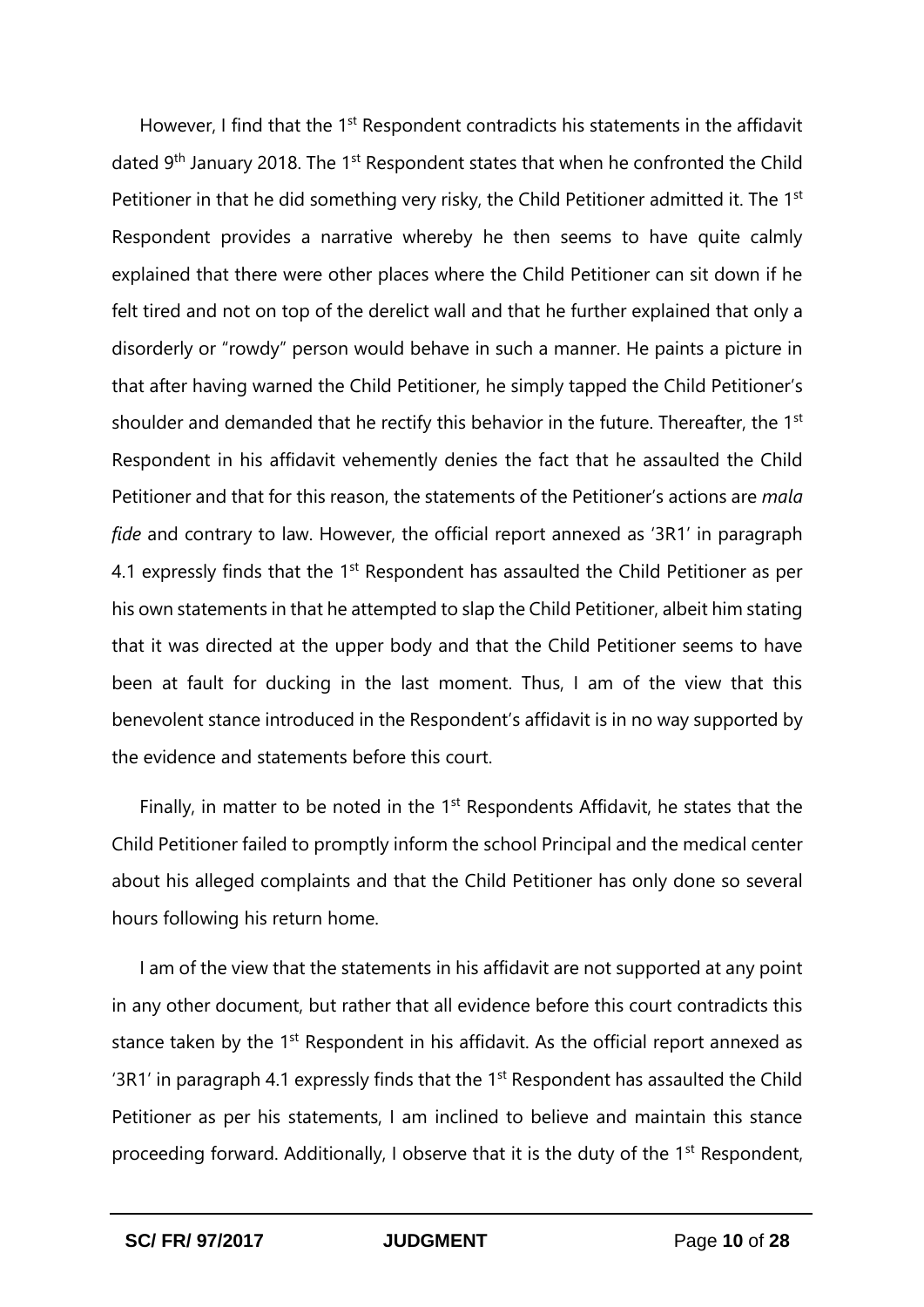However, I find that the 1st Respondent contradicts his statements in the affidavit dated 9th January 2018. The 1st Respondent states that when he confronted the Child Petitioner in that he did something very risky, the Child Petitioner admitted it. The 1st Respondent provides a narrative whereby he then seems to have quite calmly explained that there were other places where the Child Petitioner can sit down if he felt tired and not on top of the derelict wall and that he further explained that only a disorderly or "rowdy" person would behave in such a manner. He paints a picture in that after having warned the Child Petitioner, he simply tapped the Child Petitioner's shoulder and demanded that he rectify this behavior in the future. Thereafter, the 1st Respondent in his affidavit vehemently denies the fact that he assaulted the Child Petitioner and that for this reason, the statements of the Petitioner's actions are *mala fide* and contrary to law. However, the official report annexed as '3R1' in paragraph 4.1 expressly finds that the 1st Respondent has assaulted the Child Petitioner as per his own statements in that he attempted to slap the Child Petitioner, albeit him stating that it was directed at the upper body and that the Child Petitioner seems to have been at fault for ducking in the last moment. Thus, I am of the view that this benevolent stance introduced in the Respondent's affidavit is in no way supported by the evidence and statements before this court.

Finally, in matter to be noted in the 1st Respondents Affidavit, he states that the Child Petitioner failed to promptly inform the school Principal and the medical center about his alleged complaints and that the Child Petitioner has only done so several hours following his return home.

I am of the view that the statements in his affidavit are not supported at any point in any other document, but rather that all evidence before this court contradicts this stance taken by the 1st Respondent in his affidavit. As the official report annexed as '3R1' in paragraph 4.1 expressly finds that the 1st Respondent has assaulted the Child Petitioner as per his statements, I am inclined to believe and maintain this stance proceeding forward. Additionally, I observe that it is the duty of the 1st Respondent,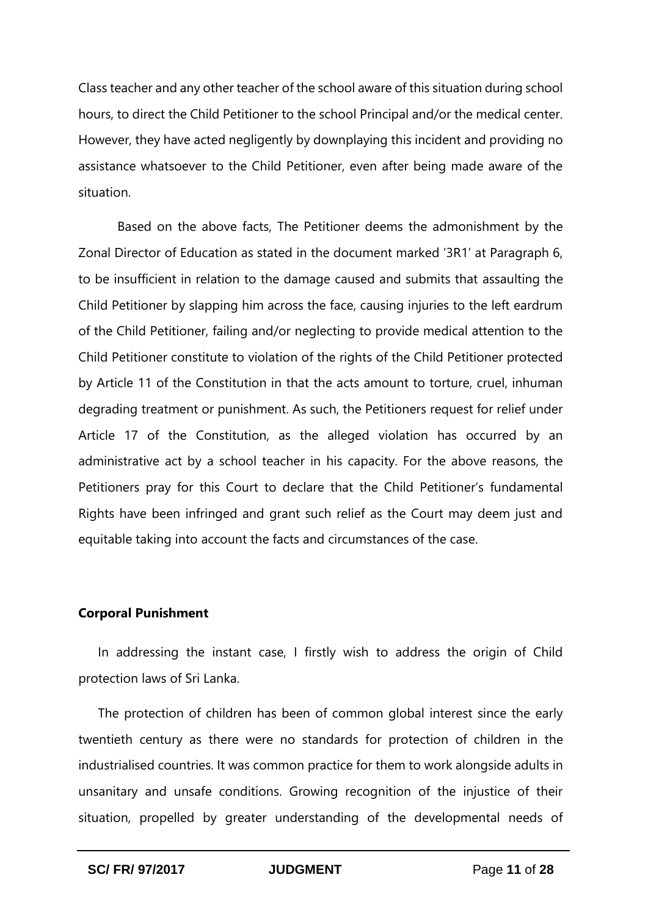Class teacher and any other teacher of the school aware of this situation during school hours, to direct the Child Petitioner to the school Principal and/or the medical center. However, they have acted negligently by downplaying this incident and providing no assistance whatsoever to the Child Petitioner, even after being made aware of the situation.

Based on the above facts, The Petitioner deems the admonishment by the Zonal Director of Education as stated in the document marked '3R1' at Paragraph 6, to be insufficient in relation to the damage caused and submits that assaulting the Child Petitioner by slapping him across the face, causing injuries to the left eardrum of the Child Petitioner, failing and/or neglecting to provide medical attention to the Child Petitioner constitute to violation of the rights of the Child Petitioner protected by Article 11 of the Constitution in that the acts amount to torture, cruel, inhuman degrading treatment or punishment. As such, the Petitioners request for relief under Article 17 of the Constitution, as the alleged violation has occurred by an administrative act by a school teacher in his capacity. For the above reasons, the Petitioners pray for this Court to declare that the Child Petitioner's fundamental Rights have been infringed and grant such relief as the Court may deem just and equitable taking into account the facts and circumstances of the case.

**Corporal Punishment**

In addressing the instant case, I firstly wish to address the origin of Child protection laws of Sri Lanka.

The protection of children has been of common global interest since the early twentieth century as there were no standards for protection of children in the industrialised countries. It was common practice for them to work alongside adults in unsanitary and unsafe conditions. Growing recognition of the injustice of their situation, propelled by greater understanding of the developmental needs of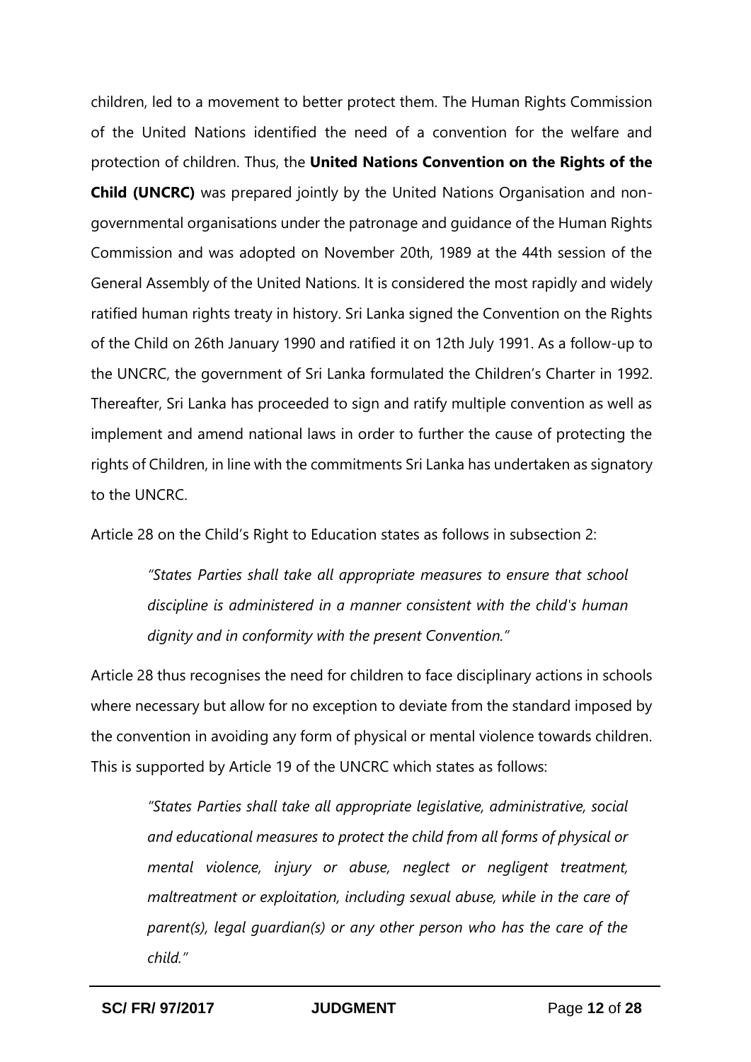children, led to a movement to better protect them. The Human Rights Commission of the United Nations identified the need of a convention for the welfare and protection of children. Thus, the **United Nations Convention on the Rights of the Child (UNCRC)** was prepared jointly by the United Nations Organisation and non-governmental organisations under the patronage and guidance of the Human Rights Commission and was adopted on November 20th, 1989 at the 44th session of the General Assembly of the United Nations. It is considered the most rapidly and widely ratified human rights treaty in history. Sri Lanka signed the Convention on the Rights of the Child on 26th January 1990 and ratified it on 12th July 1991. As a follow-up to the UNCRC, the government of Sri Lanka formulated the Children's Charter in 1992. Thereafter, Sri Lanka has proceeded to sign and ratify multiple convention as well as implement and amend national laws in order to further the cause of protecting the rights of Children, in line with the commitments Sri Lanka has undertaken as signatory to the UNCRC.

Article 28 on the Child's Right to Education states as follows in subsection 2:

> *"States Parties shall take all appropriate measures to ensure that school discipline is administered in a manner consistent with the child's human dignity and in conformity with the present Convention."*

Article 28 thus recognises the need for children to face disciplinary actions in schools where necessary but allow for no exception to deviate from the standard imposed by the convention in avoiding any form of physical or mental violence towards children. This is supported by Article 19 of the UNCRC which states as follows:

> *"States Parties shall take all appropriate legislative, administrative, social and educational measures to protect the child from all forms of physical or mental violence, injury or abuse, neglect or negligent treatment, maltreatment or exploitation, including sexual abuse, while in the care of parent(s), legal guardian(s) or any other person who has the care of the child."*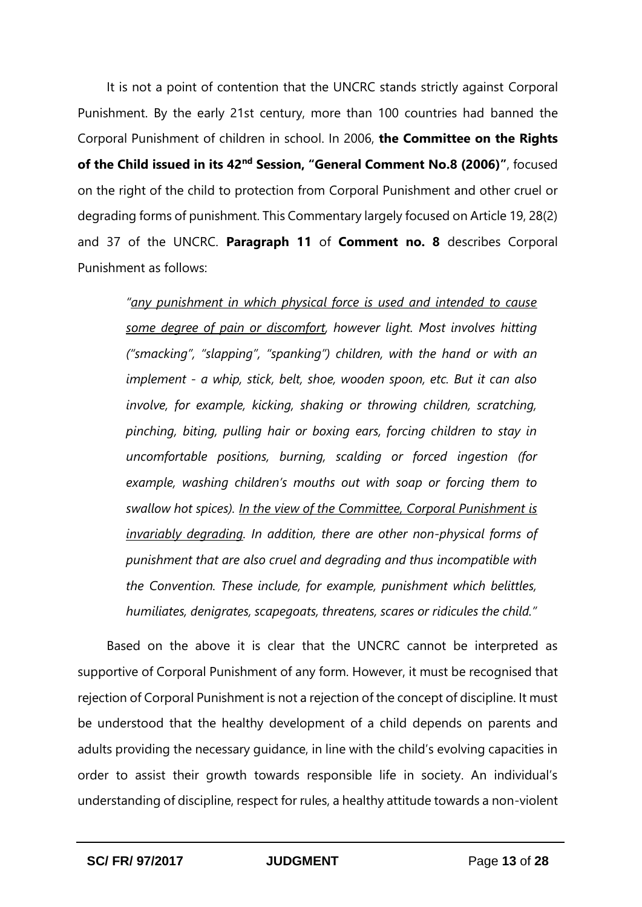It is not a point of contention that the UNCRC stands strictly against Corporal Punishment. By the early 21st century, more than 100 countries had banned the Corporal Punishment of children in school. In 2006, **the Committee on the Rights of the Child issued in its 42nd Session, "General Comment No.8 (2006)"**, focused on the right of the child to protection from Corporal Punishment and other cruel or degrading forms of punishment. This Commentary largely focused on Article 19, 28(2) and 37 of the UNCRC. **Paragraph 11** of **Comment no. 8** describes Corporal Punishment as follows:

> *"<u>any punishment in which physical force is used and intended to cause some degree of pain or discomfort</u>, however light. Most involves hitting ("smacking", "slapping", "spanking") children, with the hand or with an implement - a whip, stick, belt, shoe, wooden spoon, etc. But it can also involve, for example, kicking, shaking or throwing children, scratching, pinching, biting, pulling hair or boxing ears, forcing children to stay in uncomfortable positions, burning, scalding or forced ingestion (for example, washing children's mouths out with soap or forcing them to swallow hot spices). <u>In the view of the Committee, Corporal Punishment is invariably degrading</u>. In addition, there are other non-physical forms of punishment that are also cruel and degrading and thus incompatible with the Convention. These include, for example, punishment which belittles, humiliates, denigrates, scapegoats, threatens, scares or ridicules the child."*

Based on the above it is clear that the UNCRC cannot be interpreted as supportive of Corporal Punishment of any form. However, it must be recognised that rejection of Corporal Punishment is not a rejection of the concept of discipline. It must be understood that the healthy development of a child depends on parents and adults providing the necessary guidance, in line with the child's evolving capacities in order to assist their growth towards responsible life in society. An individual's understanding of discipline, respect for rules, a healthy attitude towards a non-violent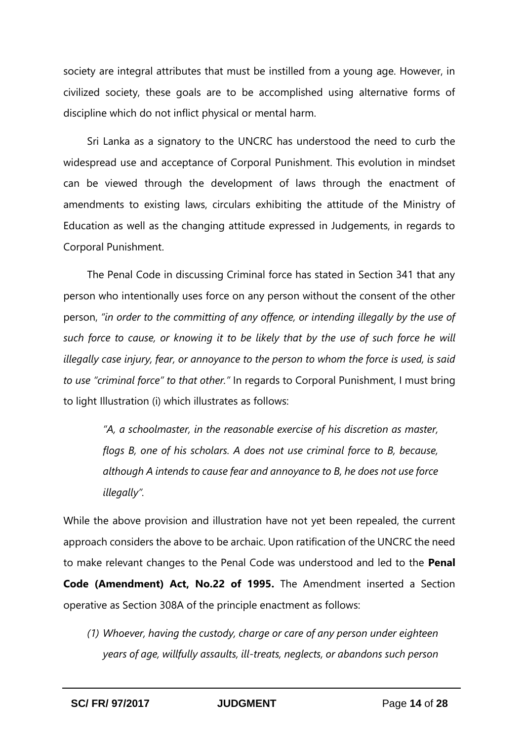society are integral attributes that must be instilled from a young age. However, in civilized society, these goals are to be accomplished using alternative forms of discipline which do not inflict physical or mental harm.

Sri Lanka as a signatory to the UNCRC has understood the need to curb the widespread use and acceptance of Corporal Punishment. This evolution in mindset can be viewed through the development of laws through the enactment of amendments to existing laws, circulars exhibiting the attitude of the Ministry of Education as well as the changing attitude expressed in Judgements, in regards to Corporal Punishment.

The Penal Code in discussing Criminal force has stated in Section 341 that any person who intentionally uses force on any person without the consent of the other person, *"in order to the committing of any offence, or intending illegally by the use of such force to cause, or knowing it to be likely that by the use of such force he will illegally case injury, fear, or annoyance to the person to whom the force is used, is said to use "criminal force" to that other."* In regards to Corporal Punishment, I must bring to light Illustration (i) which illustrates as follows:

> *"A, a schoolmaster, in the reasonable exercise of his discretion as master, flogs B, one of his scholars. A does not use criminal force to B, because, although A intends to cause fear and annoyance to B, he does not use force illegally".*

While the above provision and illustration have not yet been repealed, the current approach considers the above to be archaic. Upon ratification of the UNCRC the need to make relevant changes to the Penal Code was understood and led to the **Penal Code (Amendment) Act, No.22 of 1995.** The Amendment inserted a Section operative as Section 308A of the principle enactment as follows:

*(1) Whoever, having the custody, charge or care of any person under eighteen years of age, willfully assaults, ill-treats, neglects, or abandons such person*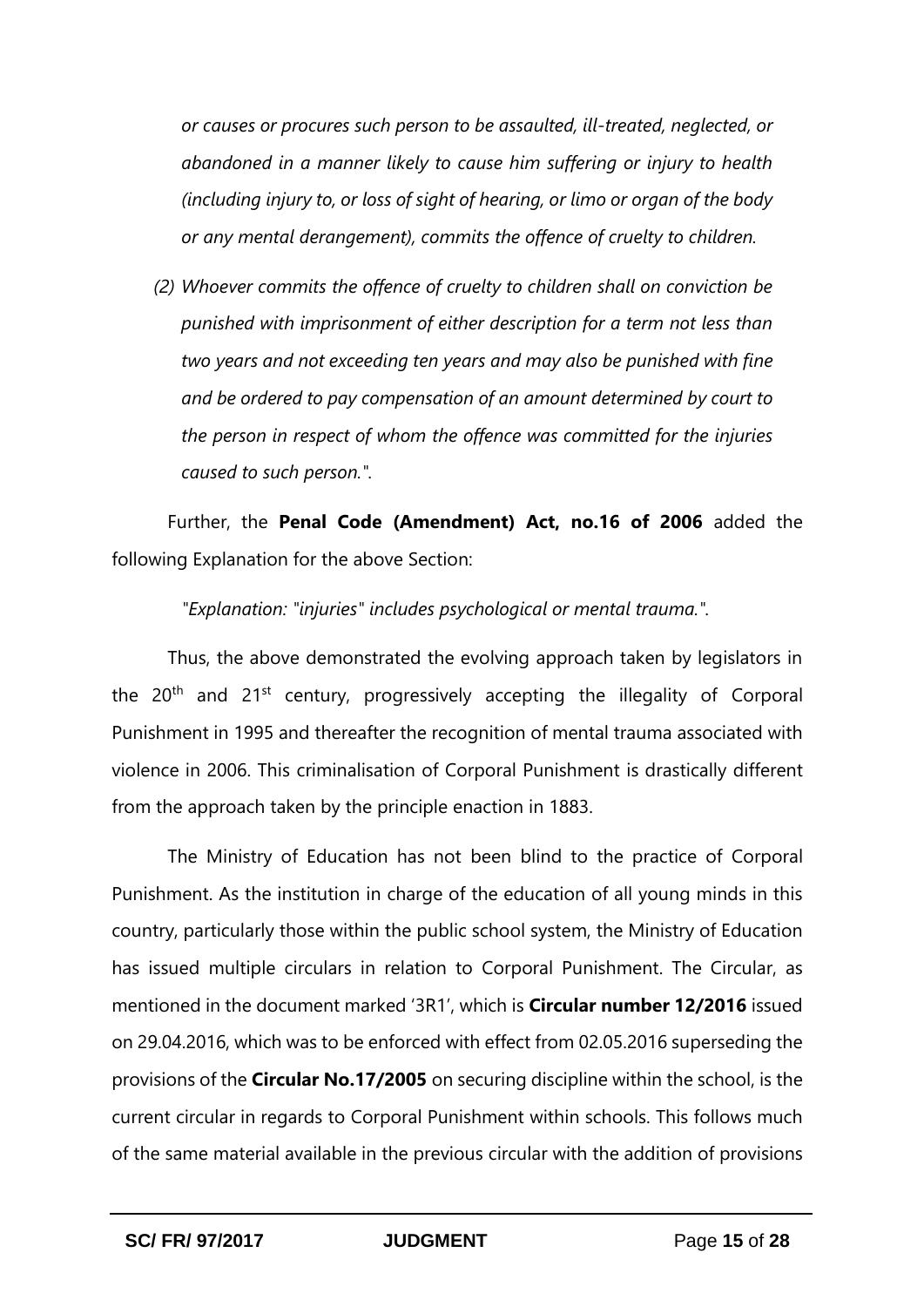*or causes or procures such person to be assaulted, ill-treated, neglected, or abandoned in a manner likely to cause him suffering or injury to health (including injury to, or loss of sight of hearing, or limo or organ of the body or any mental derangement), commits the offence of cruelty to children.*

*(2) Whoever commits the offence of cruelty to children shall on conviction be punished with imprisonment of either description for a term not less than two years and not exceeding ten years and may also be punished with fine and be ordered to pay compensation of an amount determined by court to the person in respect of whom the offence was committed for the injuries caused to such person."*.

Further, the **Penal Code (Amendment) Act, no.16 of 2006** added the following Explanation for the above Section:

"*Explanation: "injuries" includes psychological or mental trauma.*".

Thus, the above demonstrated the evolving approach taken by legislators in the 20th and 21st century, progressively accepting the illegality of Corporal Punishment in 1995 and thereafter the recognition of mental trauma associated with violence in 2006. This criminalisation of Corporal Punishment is drastically different from the approach taken by the principle enaction in 1883.

The Ministry of Education has not been blind to the practice of Corporal Punishment. As the institution in charge of the education of all young minds in this country, particularly those within the public school system, the Ministry of Education has issued multiple circulars in relation to Corporal Punishment. The Circular, as mentioned in the document marked '3R1', which is **Circular number 12/2016** issued on 29.04.2016, which was to be enforced with effect from 02.05.2016 superseding the provisions of the **Circular No.17/2005** on securing discipline within the school, is the current circular in regards to Corporal Punishment within schools. This follows much of the same material available in the previous circular with the addition of provisions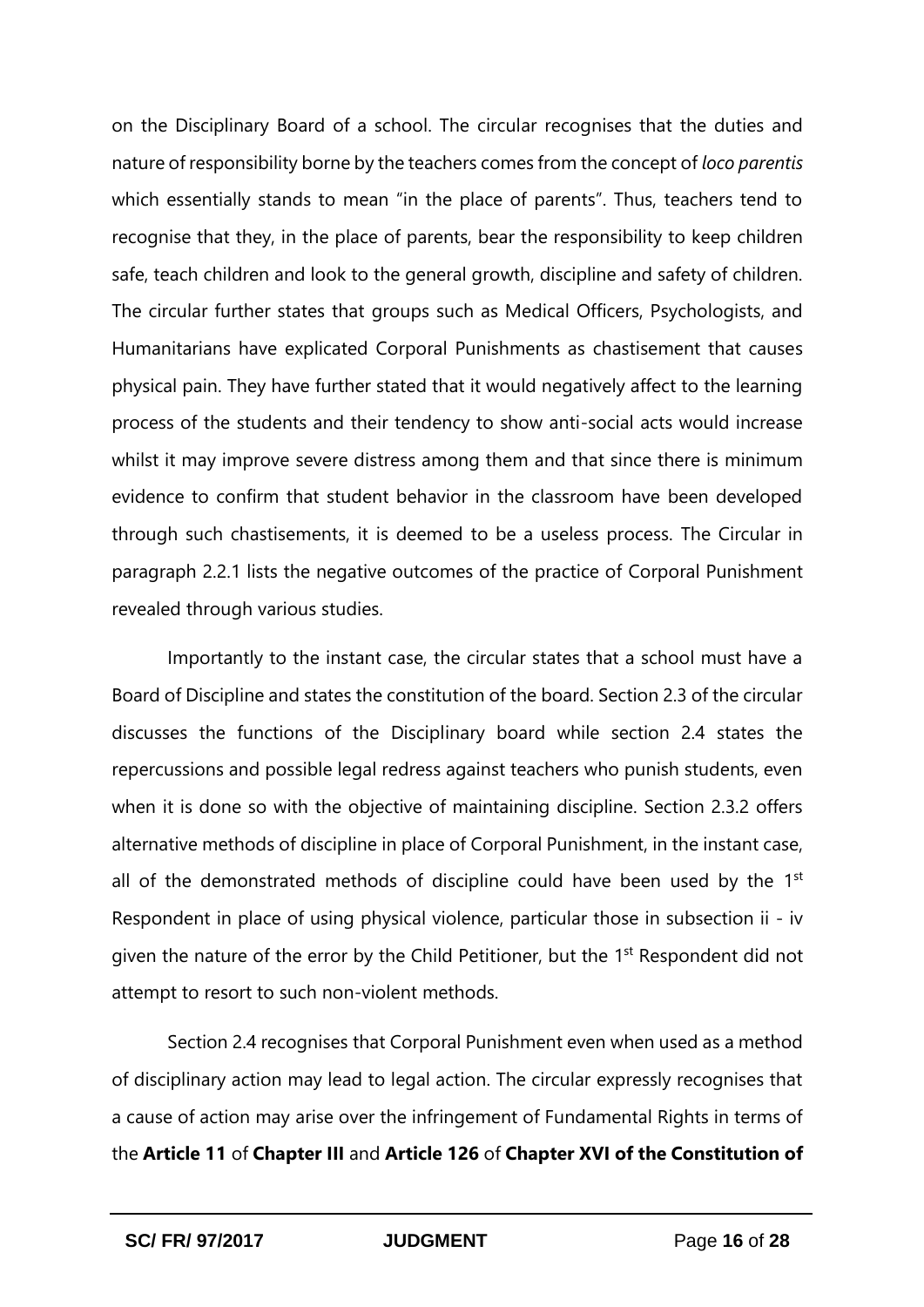on the Disciplinary Board of a school. The circular recognises that the duties and nature of responsibility borne by the teachers comes from the concept of *loco parentis* which essentially stands to mean "in the place of parents". Thus, teachers tend to recognise that they, in the place of parents, bear the responsibility to keep children safe, teach children and look to the general growth, discipline and safety of children. The circular further states that groups such as Medical Officers, Psychologists, and Humanitarians have explicated Corporal Punishments as chastisement that causes physical pain. They have further stated that it would negatively affect to the learning process of the students and their tendency to show anti-social acts would increase whilst it may improve severe distress among them and that since there is minimum evidence to confirm that student behavior in the classroom have been developed through such chastisements, it is deemed to be a useless process. The Circular in paragraph 2.2.1 lists the negative outcomes of the practice of Corporal Punishment revealed through various studies.

Importantly to the instant case, the circular states that a school must have a Board of Discipline and states the constitution of the board. Section 2.3 of the circular discusses the functions of the Disciplinary board while section 2.4 states the repercussions and possible legal redress against teachers who punish students, even when it is done so with the objective of maintaining discipline. Section 2.3.2 offers alternative methods of discipline in place of Corporal Punishment, in the instant case, all of the demonstrated methods of discipline could have been used by the 1st Respondent in place of using physical violence, particular those in subsection ii - iv given the nature of the error by the Child Petitioner, but the 1st Respondent did not attempt to resort to such non-violent methods.

Section 2.4 recognises that Corporal Punishment even when used as a method of disciplinary action may lead to legal action. The circular expressly recognises that a cause of action may arise over the infringement of Fundamental Rights in terms of the **Article 11** of **Chapter III** and **Article 126** of **Chapter XVI of the Constitution of**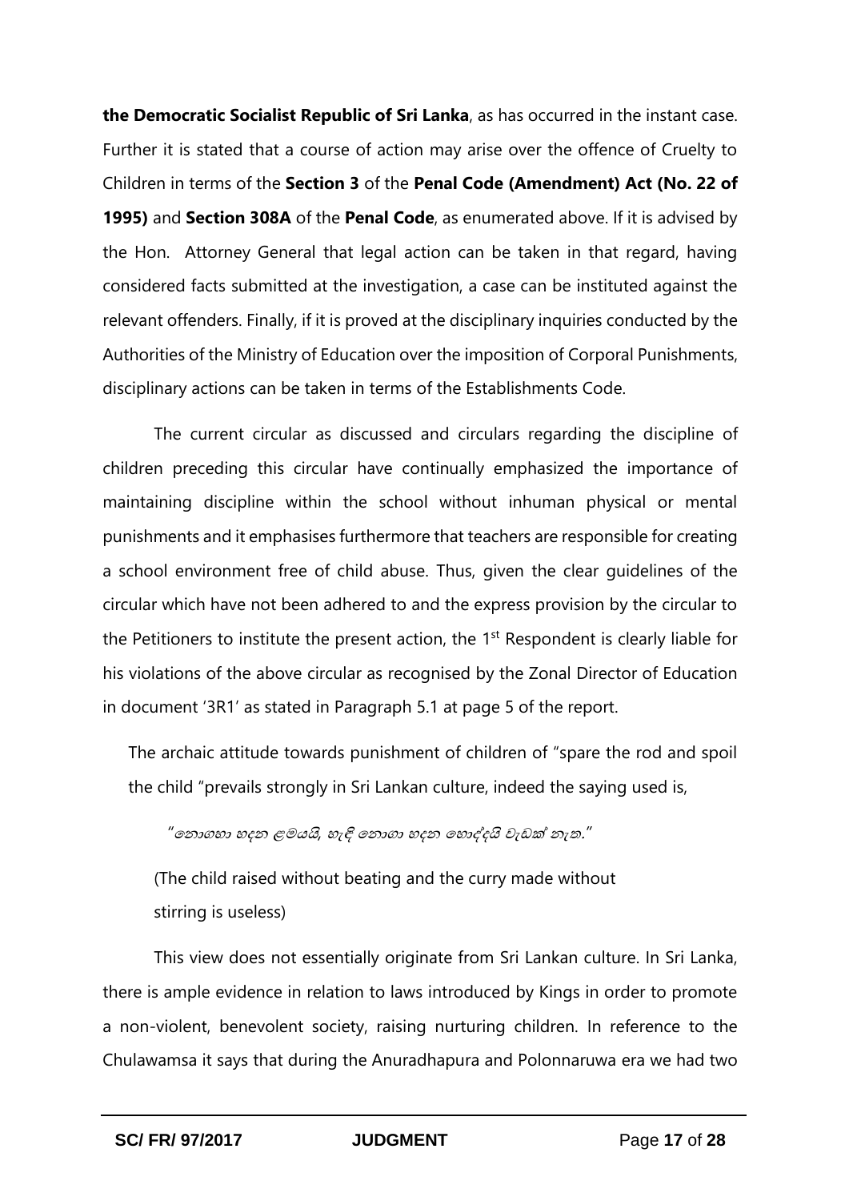**the Democratic Socialist Republic of Sri Lanka**, as has occurred in the instant case. Further it is stated that a course of action may arise over the offence of Cruelty to Children in terms of the **Section 3** of the **Penal Code (Amendment) Act (No. 22 of 1995)** and **Section 308A** of the **Penal Code**, as enumerated above. If it is advised by the Hon. Attorney General that legal action can be taken in that regard, having considered facts submitted at the investigation, a case can be instituted against the relevant offenders. Finally, if it is proved at the disciplinary inquiries conducted by the Authorities of the Ministry of Education over the imposition of Corporal Punishments, disciplinary actions can be taken in terms of the Establishments Code.

The current circular as discussed and circulars regarding the discipline of children preceding this circular have continually emphasized the importance of maintaining discipline within the school without inhuman physical or mental punishments and it emphasises furthermore that teachers are responsible for creating a school environment free of child abuse. Thus, given the clear guidelines of the circular which have not been adhered to and the express provision by the circular to the Petitioners to institute the present action, the 1st Respondent is clearly liable for his violations of the above circular as recognised by the Zonal Director of Education in document '3R1' as stated in Paragraph 5.1 at page 5 of the report.

The archaic attitude towards punishment of children of "spare the rod and spoil the child "prevails strongly in Sri Lankan culture, indeed the saying used is,

"නොගහා හදන ළමයයි, හැඳි නොගා හදන හොද්දයි වැඩක් නැත."

(The child raised without beating and the curry made without stirring is useless)

This view does not essentially originate from Sri Lankan culture. In Sri Lanka, there is ample evidence in relation to laws introduced by Kings in order to promote a non-violent, benevolent society, raising nurturing children. In reference to the Chulawamsa it says that during the Anuradhapura and Polonnaruwa era we had two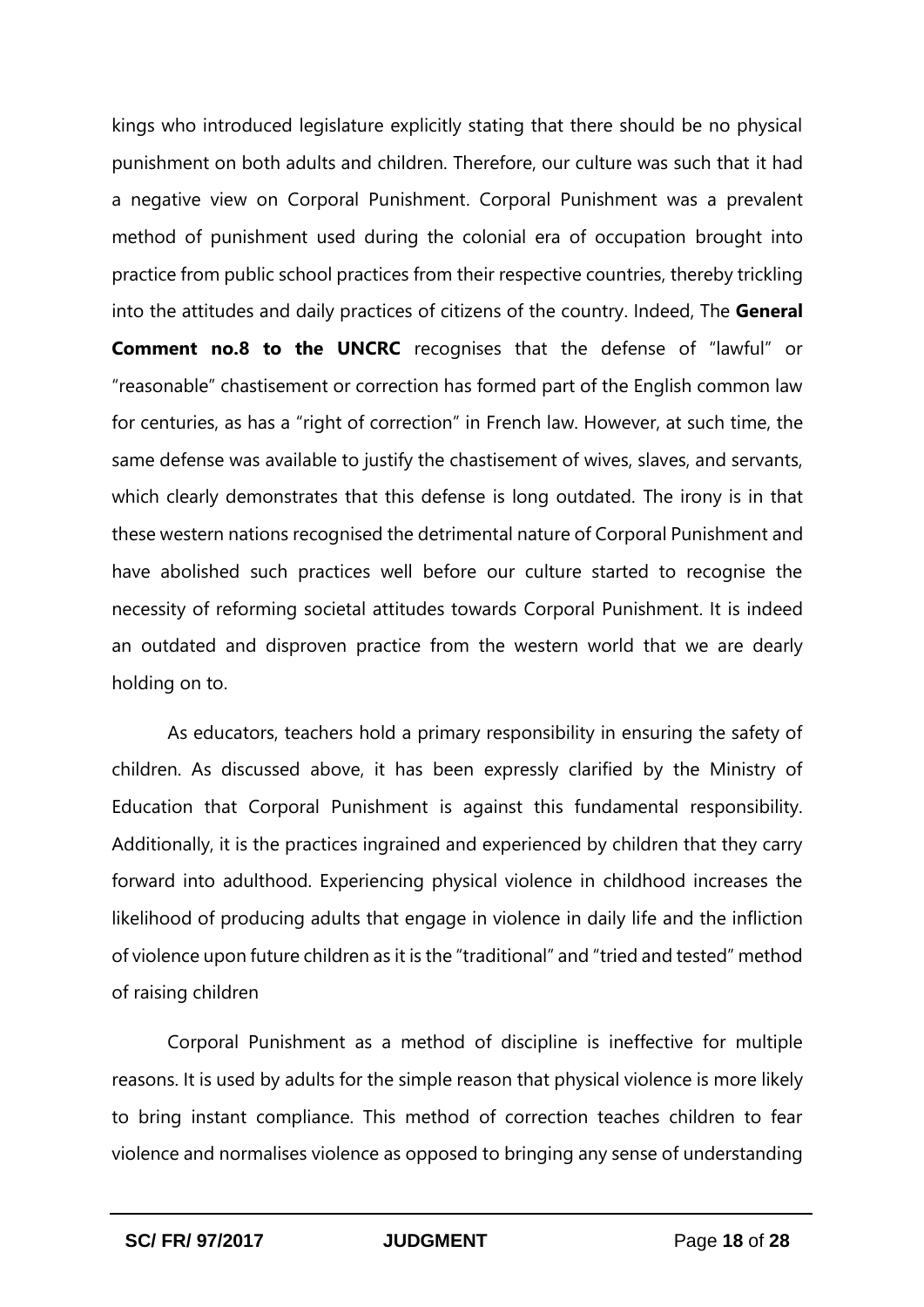kings who introduced legislature explicitly stating that there should be no physical punishment on both adults and children. Therefore, our culture was such that it had a negative view on Corporal Punishment. Corporal Punishment was a prevalent method of punishment used during the colonial era of occupation brought into practice from public school practices from their respective countries, thereby trickling into the attitudes and daily practices of citizens of the country. Indeed, The **General Comment no.8 to the UNCRC** recognises that the defense of "lawful" or "reasonable" chastisement or correction has formed part of the English common law for centuries, as has a "right of correction" in French law. However, at such time, the same defense was available to justify the chastisement of wives, slaves, and servants, which clearly demonstrates that this defense is long outdated. The irony is in that these western nations recognised the detrimental nature of Corporal Punishment and have abolished such practices well before our culture started to recognise the necessity of reforming societal attitudes towards Corporal Punishment. It is indeed an outdated and disproven practice from the western world that we are dearly holding on to.

As educators, teachers hold a primary responsibility in ensuring the safety of children. As discussed above, it has been expressly clarified by the Ministry of Education that Corporal Punishment is against this fundamental responsibility. Additionally, it is the practices ingrained and experienced by children that they carry forward into adulthood. Experiencing physical violence in childhood increases the likelihood of producing adults that engage in violence in daily life and the infliction of violence upon future children as it is the "traditional" and "tried and tested" method of raising children

Corporal Punishment as a method of discipline is ineffective for multiple reasons. It is used by adults for the simple reason that physical violence is more likely to bring instant compliance. This method of correction teaches children to fear violence and normalises violence as opposed to bringing any sense of understanding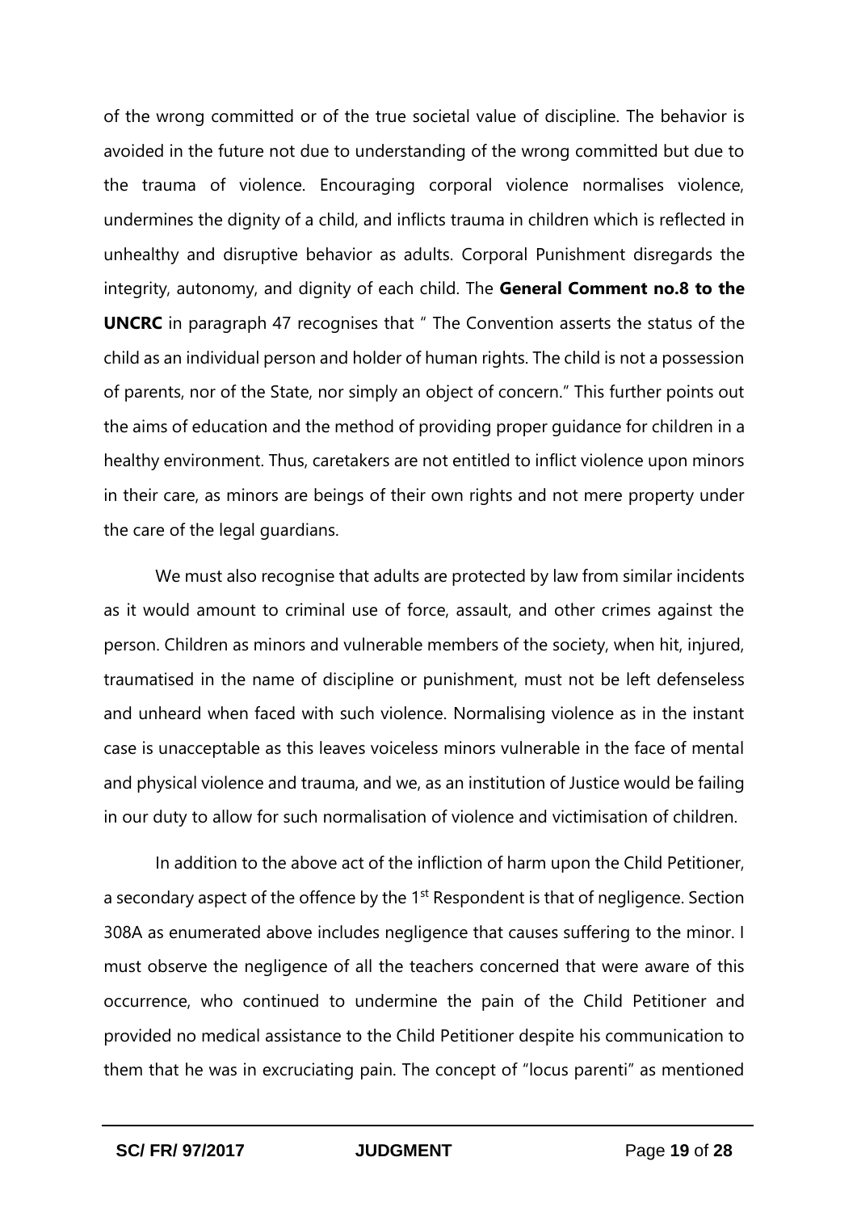of the wrong committed or of the true societal value of discipline. The behavior is avoided in the future not due to understanding of the wrong committed but due to the trauma of violence. Encouraging corporal violence normalises violence, undermines the dignity of a child, and inflicts trauma in children which is reflected in unhealthy and disruptive behavior as adults. Corporal Punishment disregards the integrity, autonomy, and dignity of each child. The **General Comment no.8 to the UNCRC** in paragraph 47 recognises that " The Convention asserts the status of the child as an individual person and holder of human rights. The child is not a possession of parents, nor of the State, nor simply an object of concern." This further points out the aims of education and the method of providing proper guidance for children in a healthy environment. Thus, caretakers are not entitled to inflict violence upon minors in their care, as minors are beings of their own rights and not mere property under the care of the legal guardians.

We must also recognise that adults are protected by law from similar incidents as it would amount to criminal use of force, assault, and other crimes against the person. Children as minors and vulnerable members of the society, when hit, injured, traumatised in the name of discipline or punishment, must not be left defenseless and unheard when faced with such violence. Normalising violence as in the instant case is unacceptable as this leaves voiceless minors vulnerable in the face of mental and physical violence and trauma, and we, as an institution of Justice would be failing in our duty to allow for such normalisation of violence and victimisation of children.

In addition to the above act of the infliction of harm upon the Child Petitioner, a secondary aspect of the offence by the 1st Respondent is that of negligence. Section 308A as enumerated above includes negligence that causes suffering to the minor. I must observe the negligence of all the teachers concerned that were aware of this occurrence, who continued to undermine the pain of the Child Petitioner and provided no medical assistance to the Child Petitioner despite his communication to them that he was in excruciating pain. The concept of "locus parenti" as mentioned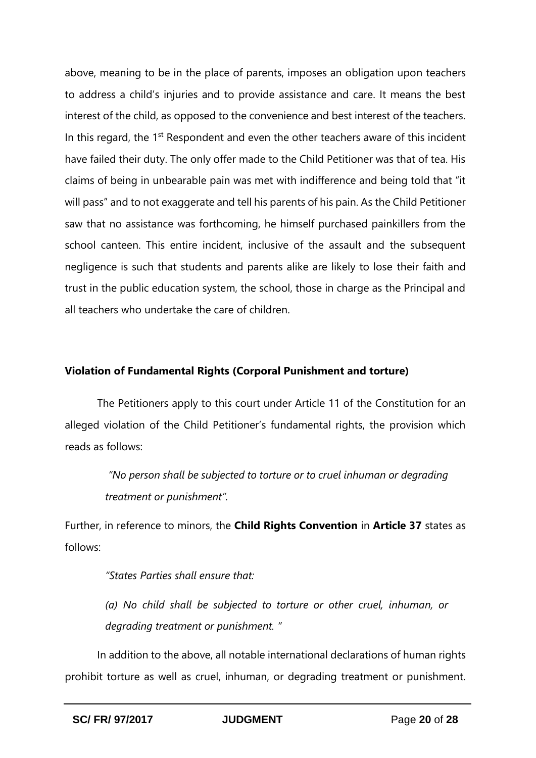above, meaning to be in the place of parents, imposes an obligation upon teachers to address a child's injuries and to provide assistance and care. It means the best interest of the child, as opposed to the convenience and best interest of the teachers. In this regard, the 1st Respondent and even the other teachers aware of this incident have failed their duty. The only offer made to the Child Petitioner was that of tea. His claims of being in unbearable pain was met with indifference and being told that "it will pass" and to not exaggerate and tell his parents of his pain. As the Child Petitioner saw that no assistance was forthcoming, he himself purchased painkillers from the school canteen. This entire incident, inclusive of the assault and the subsequent negligence is such that students and parents alike are likely to lose their faith and trust in the public education system, the school, those in charge as the Principal and all teachers who undertake the care of children.

**Violation of Fundamental Rights (Corporal Punishment and torture)**

The Petitioners apply to this court under Article 11 of the Constitution for an alleged violation of the Child Petitioner's fundamental rights, the provision which reads as follows:

> *"No person shall be subjected to torture or to cruel inhuman or degrading treatment or punishment".*

Further, in reference to minors, the **Child Rights Convention** in **Article 37** states as follows:

> *"States Parties shall ensure that:*
>
> *(a) No child shall be subjected to torture or other cruel, inhuman, or degrading treatment or punishment. "*

In addition to the above, all notable international declarations of human rights prohibit torture as well as cruel, inhuman, or degrading treatment or punishment.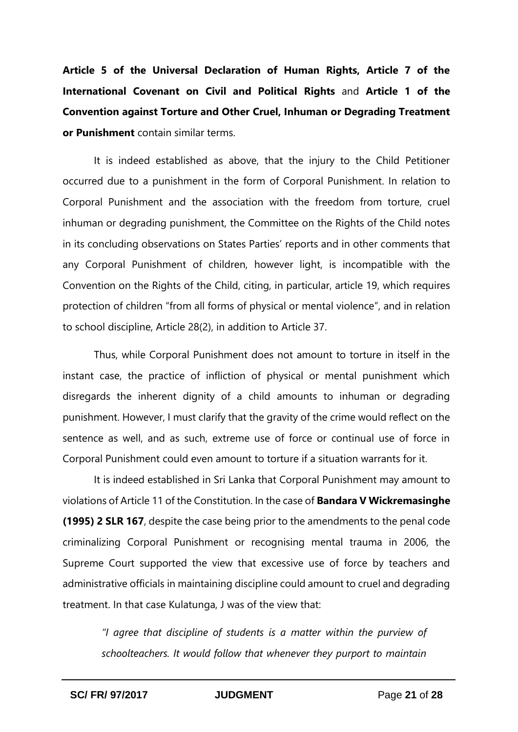**Article 5 of the Universal Declaration of Human Rights, Article 7 of the International Covenant on Civil and Political Rights** and **Article 1 of the Convention against Torture and Other Cruel, Inhuman or Degrading Treatment or Punishment** contain similar terms.

It is indeed established as above, that the injury to the Child Petitioner occurred due to a punishment in the form of Corporal Punishment. In relation to Corporal Punishment and the association with the freedom from torture, cruel inhuman or degrading punishment, the Committee on the Rights of the Child notes in its concluding observations on States Parties' reports and in other comments that any Corporal Punishment of children, however light, is incompatible with the Convention on the Rights of the Child, citing, in particular, article 19, which requires protection of children "from all forms of physical or mental violence", and in relation to school discipline, Article 28(2), in addition to Article 37.

Thus, while Corporal Punishment does not amount to torture in itself in the instant case, the practice of infliction of physical or mental punishment which disregards the inherent dignity of a child amounts to inhuman or degrading punishment. However, I must clarify that the gravity of the crime would reflect on the sentence as well, and as such, extreme use of force or continual use of force in Corporal Punishment could even amount to torture if a situation warrants for it.

It is indeed established in Sri Lanka that Corporal Punishment may amount to violations of Article 11 of the Constitution. In the case of **Bandara V Wickremasinghe (1995) 2 SLR 167**, despite the case being prior to the amendments to the penal code criminalizing Corporal Punishment or recognising mental trauma in 2006, the Supreme Court supported the view that excessive use of force by teachers and administrative officials in maintaining discipline could amount to cruel and degrading treatment. In that case Kulatunga, J was of the view that:

> *"I agree that discipline of students is a matter within the purview of schoolteachers. It would follow that whenever they purport to maintain*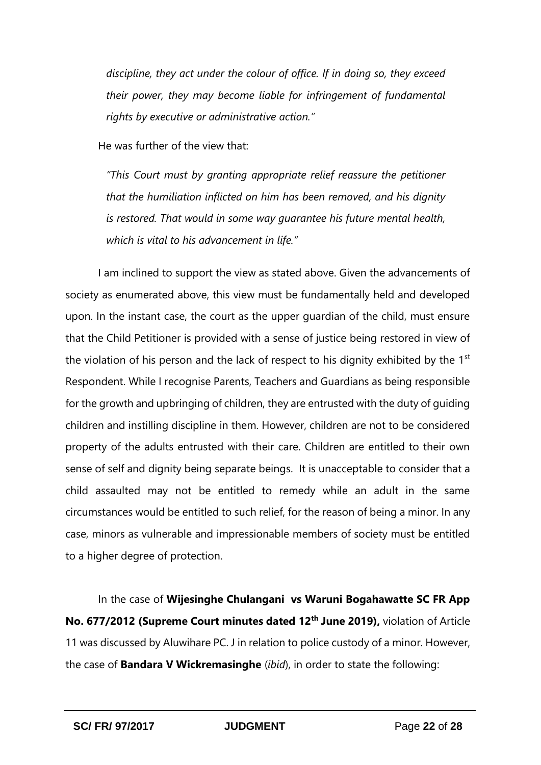*discipline, they act under the colour of office. If in doing so, they exceed their power, they may become liable for infringement of fundamental rights by executive or administrative action."*

He was further of the view that:

*"This Court must by granting appropriate relief reassure the petitioner that the humiliation inflicted on him has been removed, and his dignity is restored. That would in some way guarantee his future mental health, which is vital to his advancement in life."*

I am inclined to support the view as stated above. Given the advancements of society as enumerated above, this view must be fundamentally held and developed upon. In the instant case, the court as the upper guardian of the child, must ensure that the Child Petitioner is provided with a sense of justice being restored in view of the violation of his person and the lack of respect to his dignity exhibited by the 1st Respondent. While I recognise Parents, Teachers and Guardians as being responsible for the growth and upbringing of children, they are entrusted with the duty of guiding children and instilling discipline in them. However, children are not to be considered property of the adults entrusted with their care. Children are entitled to their own sense of self and dignity being separate beings. It is unacceptable to consider that a child assaulted may not be entitled to remedy while an adult in the same circumstances would be entitled to such relief, for the reason of being a minor. In any case, minors as vulnerable and impressionable members of society must be entitled to a higher degree of protection.

In the case of **Wijesinghe Chulangani vs Waruni Bogahawatte SC FR App No. 677/2012 (Supreme Court minutes dated 12th June 2019),** violation of Article 11 was discussed by Aluwihare PC. J in relation to police custody of a minor. However, the case of **Bandara V Wickremasinghe** (*ibid*), in order to state the following: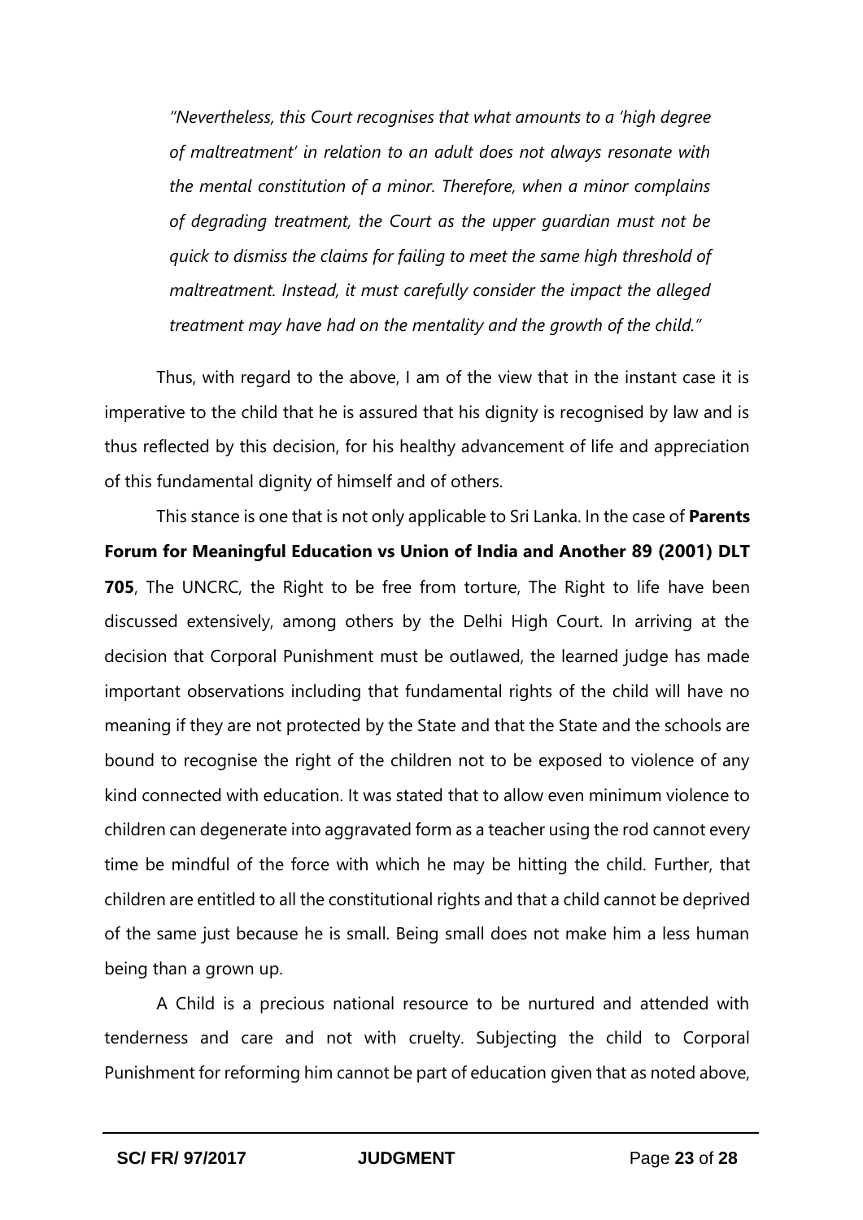*"Nevertheless, this Court recognises that what amounts to a 'high degree of maltreatment' in relation to an adult does not always resonate with the mental constitution of a minor. Therefore, when a minor complains of degrading treatment, the Court as the upper guardian must not be quick to dismiss the claims for failing to meet the same high threshold of maltreatment. Instead, it must carefully consider the impact the alleged treatment may have had on the mentality and the growth of the child."*

Thus, with regard to the above, I am of the view that in the instant case it is imperative to the child that he is assured that his dignity is recognised by law and is thus reflected by this decision, for his healthy advancement of life and appreciation of this fundamental dignity of himself and of others.

This stance is one that is not only applicable to Sri Lanka. In the case of **Parents Forum for Meaningful Education vs Union of India and Another 89 (2001) DLT 705**, The UNCRC, the Right to be free from torture, The Right to life have been discussed extensively, among others by the Delhi High Court. In arriving at the decision that Corporal Punishment must be outlawed, the learned judge has made important observations including that fundamental rights of the child will have no meaning if they are not protected by the State and that the State and the schools are bound to recognise the right of the children not to be exposed to violence of any kind connected with education. It was stated that to allow even minimum violence to children can degenerate into aggravated form as a teacher using the rod cannot every time be mindful of the force with which he may be hitting the child. Further, that children are entitled to all the constitutional rights and that a child cannot be deprived of the same just because he is small. Being small does not make him a less human being than a grown up.

A Child is a precious national resource to be nurtured and attended with tenderness and care and not with cruelty. Subjecting the child to Corporal Punishment for reforming him cannot be part of education given that as noted above,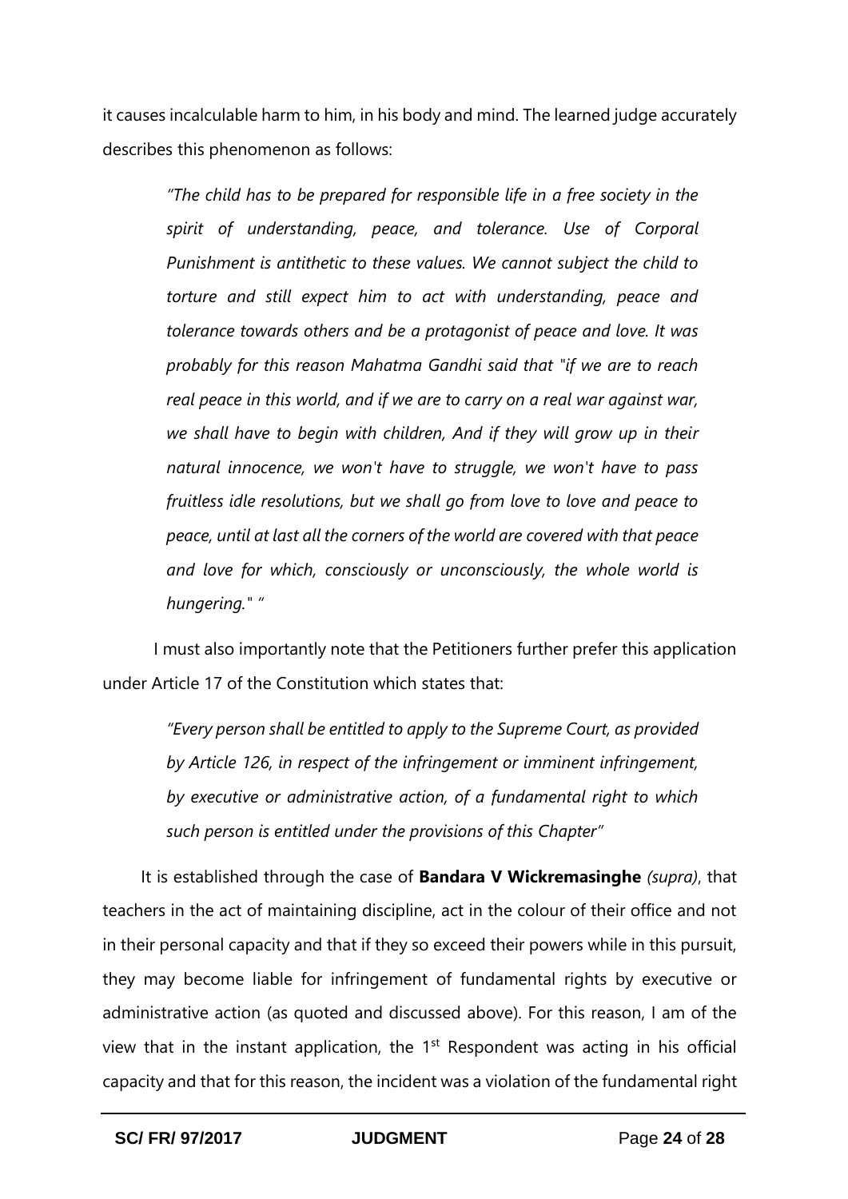it causes incalculable harm to him, in his body and mind. The learned judge accurately describes this phenomenon as follows:

> *"The child has to be prepared for responsible life in a free society in the spirit of understanding, peace, and tolerance. Use of Corporal Punishment is antithetic to these values. We cannot subject the child to torture and still expect him to act with understanding, peace and tolerance towards others and be a protagonist of peace and love. It was probably for this reason Mahatma Gandhi said that "if we are to reach real peace in this world, and if we are to carry on a real war against war, we shall have to begin with children, And if they will grow up in their natural innocence, we won't have to struggle, we won't have to pass fruitless idle resolutions, but we shall go from love to love and peace to peace, until at last all the corners of the world are covered with that peace and love for which, consciously or unconsciously, the whole world is hungering." "*

I must also importantly note that the Petitioners further prefer this application under Article 17 of the Constitution which states that:

> *"Every person shall be entitled to apply to the Supreme Court, as provided by Article 126, in respect of the infringement or imminent infringement, by executive or administrative action, of a fundamental right to which such person is entitled under the provisions of this Chapter"*

It is established through the case of **Bandara V Wickremasinghe** *(supra)*, that teachers in the act of maintaining discipline, act in the colour of their office and not in their personal capacity and that if they so exceed their powers while in this pursuit, they may become liable for infringement of fundamental rights by executive or administrative action (as quoted and discussed above). For this reason, I am of the view that in the instant application, the 1st Respondent was acting in his official capacity and that for this reason, the incident was a violation of the fundamental right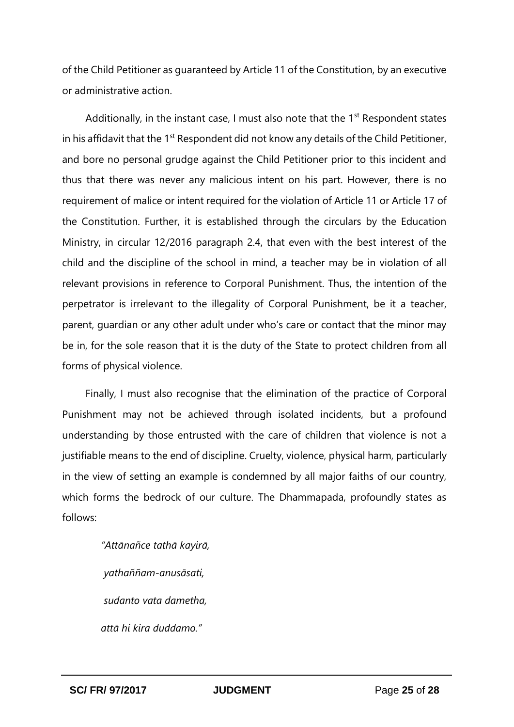of the Child Petitioner as guaranteed by Article 11 of the Constitution, by an executive or administrative action.

Additionally, in the instant case, I must also note that the 1st Respondent states in his affidavit that the 1st Respondent did not know any details of the Child Petitioner, and bore no personal grudge against the Child Petitioner prior to this incident and thus that there was never any malicious intent on his part. However, there is no requirement of malice or intent required for the violation of Article 11 or Article 17 of the Constitution. Further, it is established through the circulars by the Education Ministry, in circular 12/2016 paragraph 2.4, that even with the best interest of the child and the discipline of the school in mind, a teacher may be in violation of all relevant provisions in reference to Corporal Punishment. Thus, the intention of the perpetrator is irrelevant to the illegality of Corporal Punishment, be it a teacher, parent, guardian or any other adult under who's care or contact that the minor may be in, for the sole reason that it is the duty of the State to protect children from all forms of physical violence.

Finally, I must also recognise that the elimination of the practice of Corporal Punishment may not be achieved through isolated incidents, but a profound understanding by those entrusted with the care of children that violence is not a justifiable means to the end of discipline. Cruelty, violence, physical harm, particularly in the view of setting an example is condemned by all major faiths of our country, which forms the bedrock of our culture. The Dhammapada, profoundly states as follows:

> *"Attānañce tathā kayirā,*
>
> *yathaññam-anusāsati,*
>
> *sudanto vata dametha,*
>
> *attā hi kira duddamo."*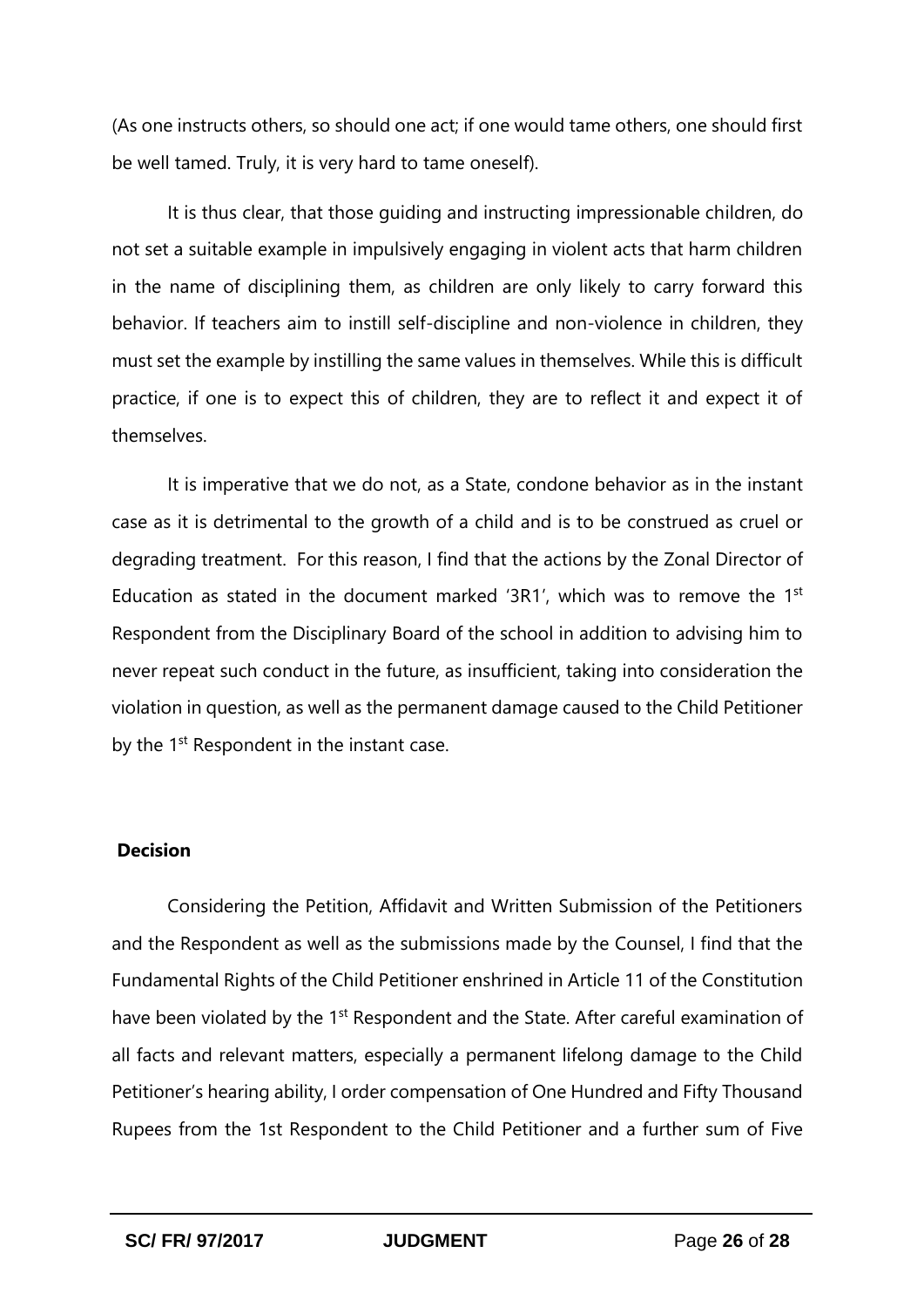(As one instructs others, so should one act; if one would tame others, one should first be well tamed. Truly, it is very hard to tame oneself).

It is thus clear, that those guiding and instructing impressionable children, do not set a suitable example in impulsively engaging in violent acts that harm children in the name of disciplining them, as children are only likely to carry forward this behavior. If teachers aim to instill self-discipline and non-violence in children, they must set the example by instilling the same values in themselves. While this is difficult practice, if one is to expect this of children, they are to reflect it and expect it of themselves.

It is imperative that we do not, as a State, condone behavior as in the instant case as it is detrimental to the growth of a child and is to be construed as cruel or degrading treatment. For this reason, I find that the actions by the Zonal Director of Education as stated in the document marked '3R1', which was to remove the 1st Respondent from the Disciplinary Board of the school in addition to advising him to never repeat such conduct in the future, as insufficient, taking into consideration the violation in question, as well as the permanent damage caused to the Child Petitioner by the 1st Respondent in the instant case.

**Decision**

Considering the Petition, Affidavit and Written Submission of the Petitioners and the Respondent as well as the submissions made by the Counsel, I find that the Fundamental Rights of the Child Petitioner enshrined in Article 11 of the Constitution have been violated by the 1st Respondent and the State. After careful examination of all facts and relevant matters, especially a permanent lifelong damage to the Child Petitioner's hearing ability, I order compensation of One Hundred and Fifty Thousand Rupees from the 1st Respondent to the Child Petitioner and a further sum of Five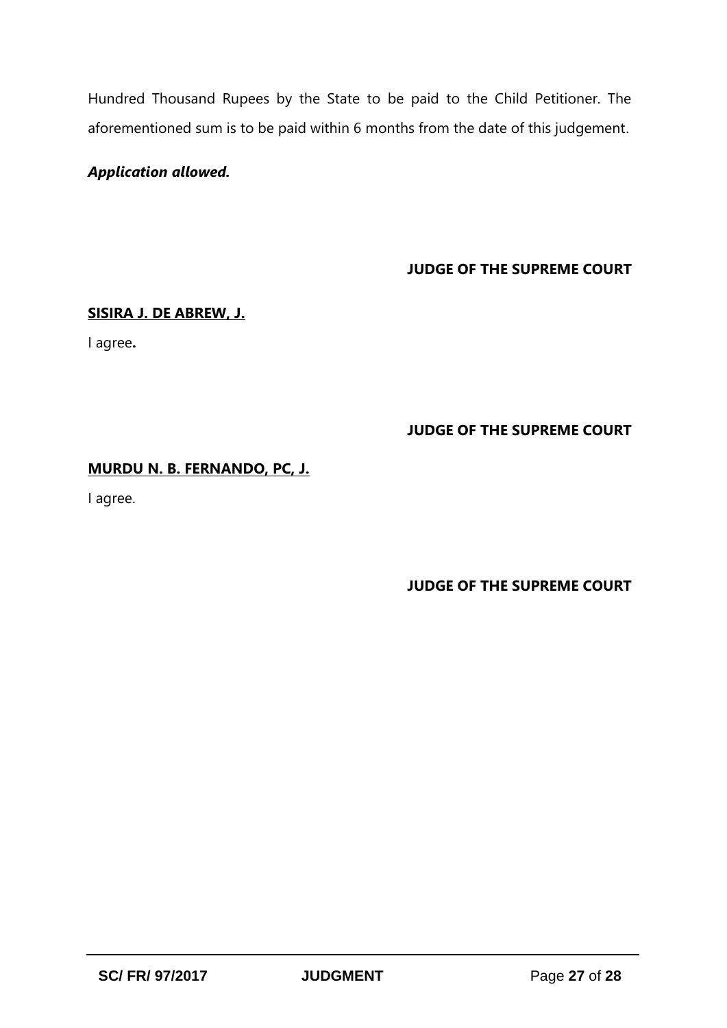Hundred Thousand Rupees by the State to be paid to the Child Petitioner. The aforementioned sum is to be paid within 6 months from the date of this judgement.

***Application allowed.***

**JUDGE OF THE SUPREME COURT**

**SISIRA J. DE ABREW, J.**

I agree**.**

**JUDGE OF THE SUPREME COURT**

**MURDU N. B. FERNANDO, PC, J.**

I agree.

**JUDGE OF THE SUPREME COURT**